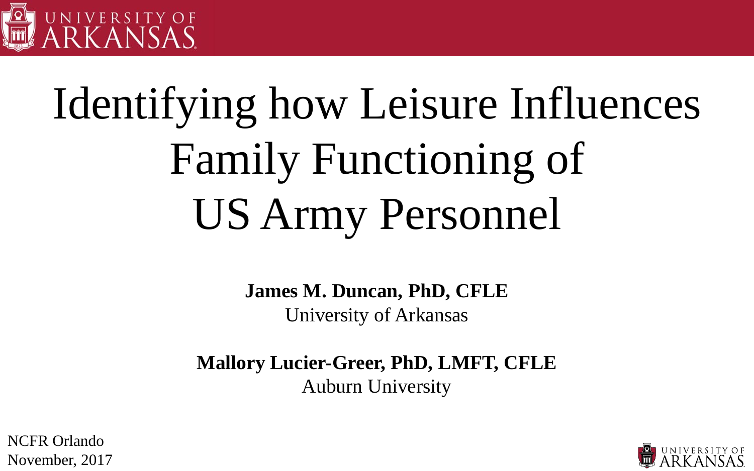# Identifying how Leisure Influences Family Functioning of US Army Personnel

**James M. Duncan, PhD, CFLE**
University of Arkansas

**Mallory Lucier-Greer, PhD, LMFT, CFLE**
Auburn University

NCFR Orlando
November, 2017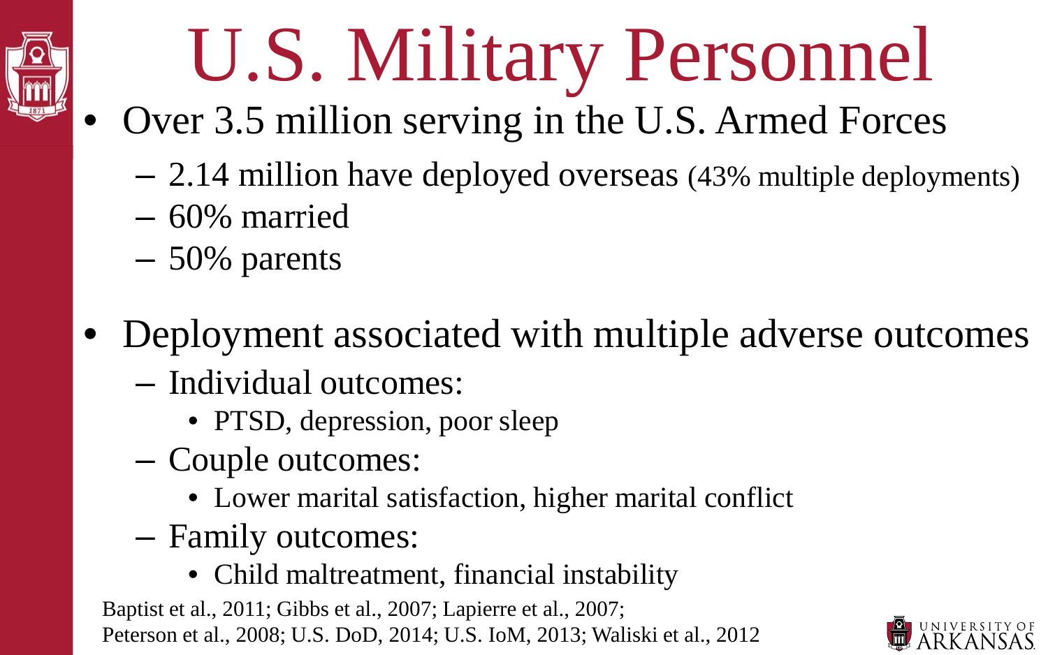# U.S. Military Personnel

- Over 3.5 million serving in the U.S. Armed Forces
  - 2.14 million have deployed overseas (43% multiple deployments)
  - 60% married
  - 50% parents

- Deployment associated with multiple adverse outcomes
  - Individual outcomes:
    - PTSD, depression, poor sleep
  - Couple outcomes:
    - Lower marital satisfaction, higher marital conflict
  - Family outcomes:
    - Child maltreatment, financial instability

Baptist et al., 2011; Gibbs et al., 2007; Lapierre et al., 2007; Peterson et al., 2008; U.S. DoD, 2014; U.S. IoM, 2013; Waliski et al., 2012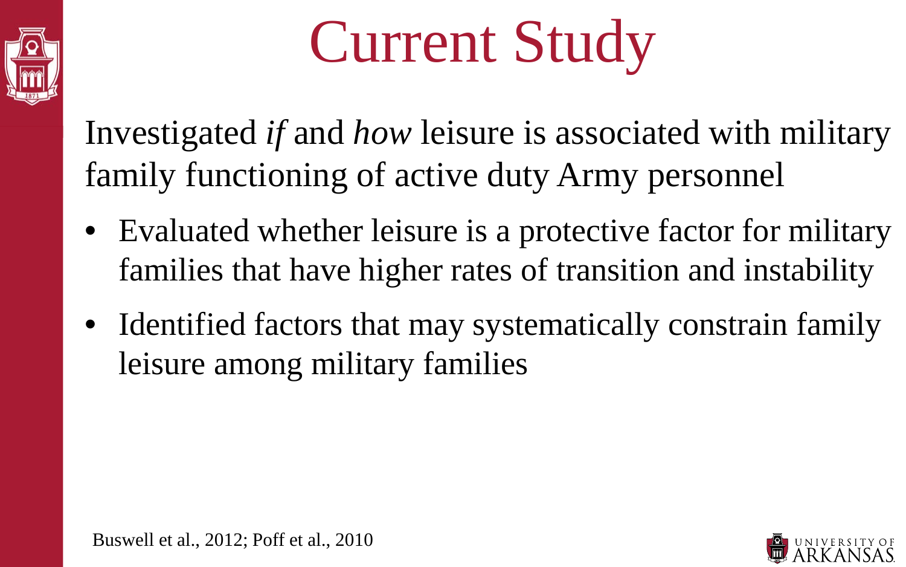# Current Study

Investigated *if* and *how* leisure is associated with military family functioning of active duty Army personnel

- Evaluated whether leisure is a protective factor for military families that have higher rates of transition and instability
- Identified factors that may systematically constrain family leisure among military families

Buswell et al., 2012; Poff et al., 2010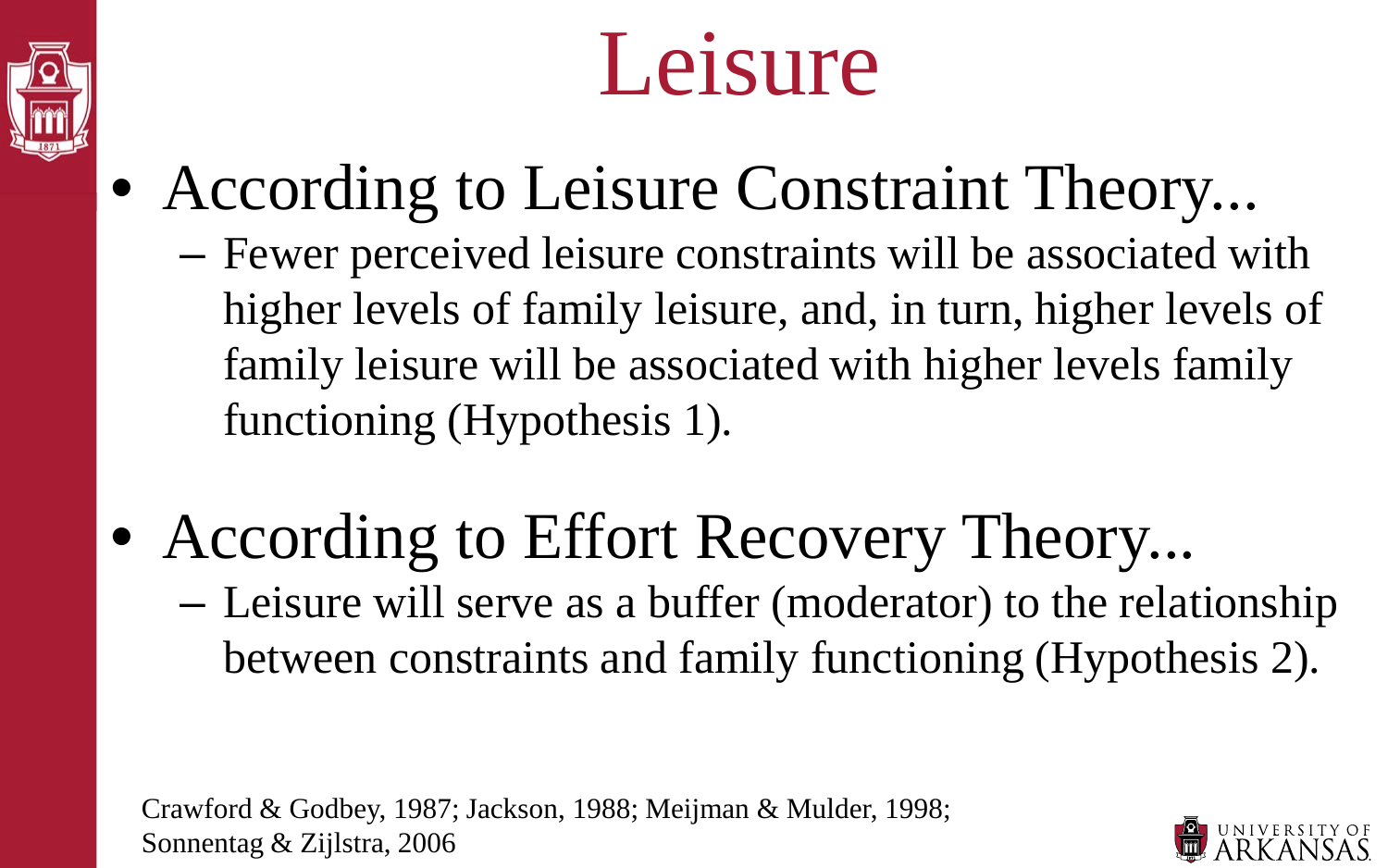# Leisure

- According to Leisure Constraint Theory...
  - Fewer perceived leisure constraints will be associated with higher levels of family leisure, and, in turn, higher levels of family leisure will be associated with higher levels family functioning (Hypothesis 1).

- According to Effort Recovery Theory...
  - Leisure will serve as a buffer (moderator) to the relationship between constraints and family functioning (Hypothesis 2).

Crawford & Godbey, 1987; Jackson, 1988; Meijman & Mulder, 1998; Sonnentag & Zijlstra, 2006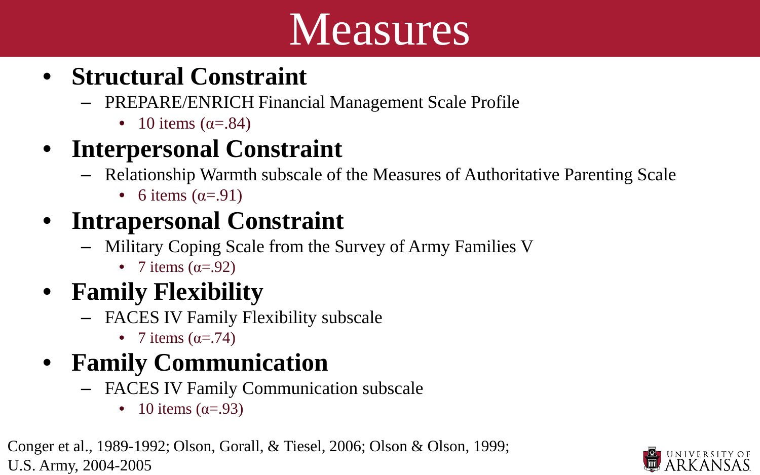# Measures

- **Structural Constraint**
  - PREPARE/ENRICH Financial Management Scale Profile
    - 10 items ($\alpha$=.84)
- **Interpersonal Constraint**
  - Relationship Warmth subscale of the Measures of Authoritative Parenting Scale
    - 6 items ($\alpha$=.91)
- **Intrapersonal Constraint**
  - Military Coping Scale from the Survey of Army Families V
    - 7 items ($\alpha$=.92)
- **Family Flexibility**
  - FACES IV Family Flexibility subscale
    - 7 items ($\alpha$=.74)
- **Family Communication**
  - FACES IV Family Communication subscale
    - 10 items ($\alpha$=.93)

Conger et al., 1989-1992; Olson, Gorall, & Tiesel, 2006; Olson & Olson, 1999; U.S. Army, 2004-2005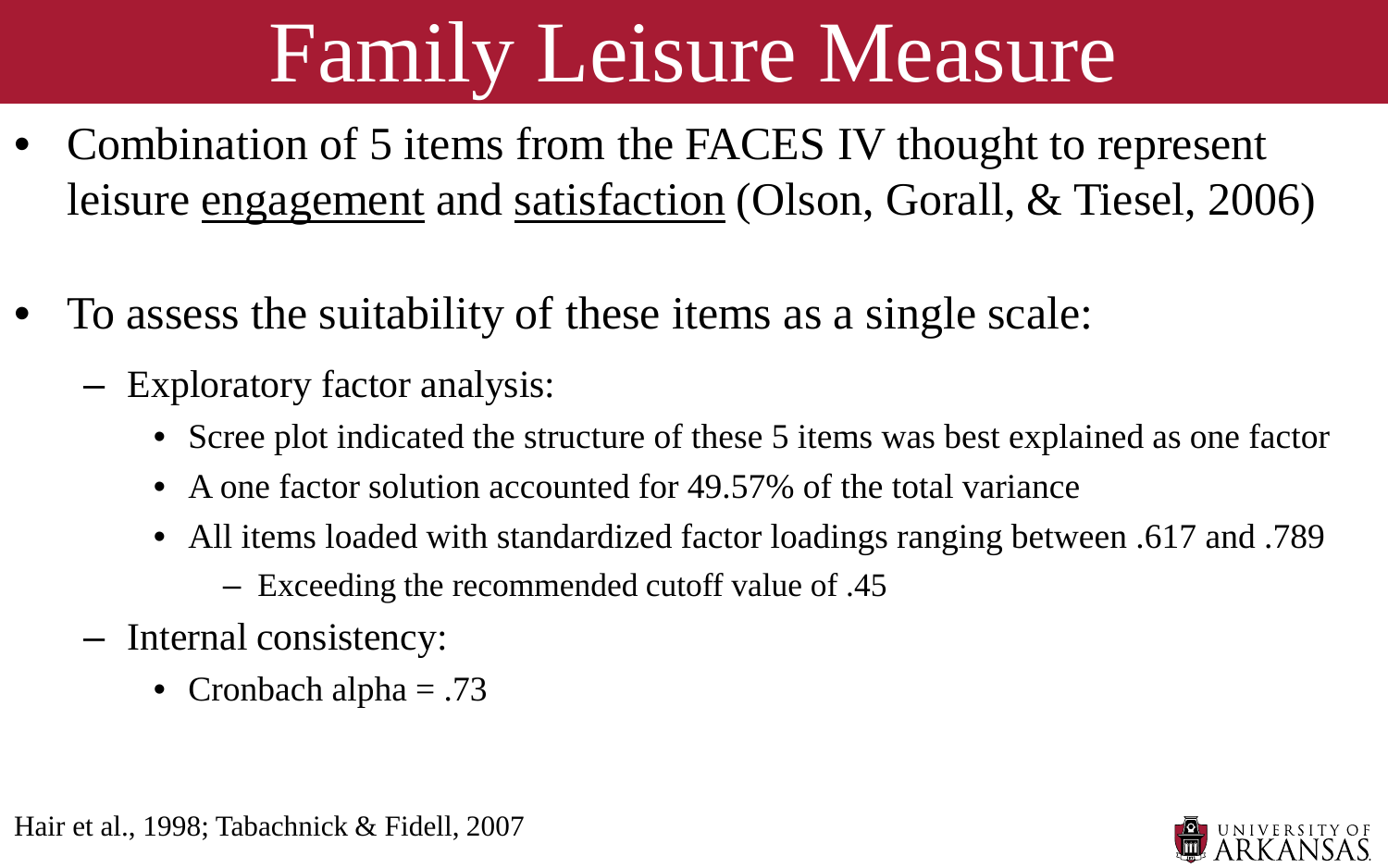# Family Leisure Measure

- Combination of 5 items from the FACES IV thought to represent leisure <u>engagement</u> and <u>satisfaction</u> (Olson, Gorall, & Tiesel, 2006)

- To assess the suitability of these items as a single scale:
  - Exploratory factor analysis:
    - Scree plot indicated the structure of these 5 items was best explained as one factor
    - A one factor solution accounted for 49.57% of the total variance
    - All items loaded with standardized factor loadings ranging between .617 and .789
      - Exceeding the recommended cutoff value of .45
  - Internal consistency:
    - Cronbach alpha = .73

Hair et al., 1998; Tabachnick & Fidell, 2007

UNIVERSITY OF ARKANSAS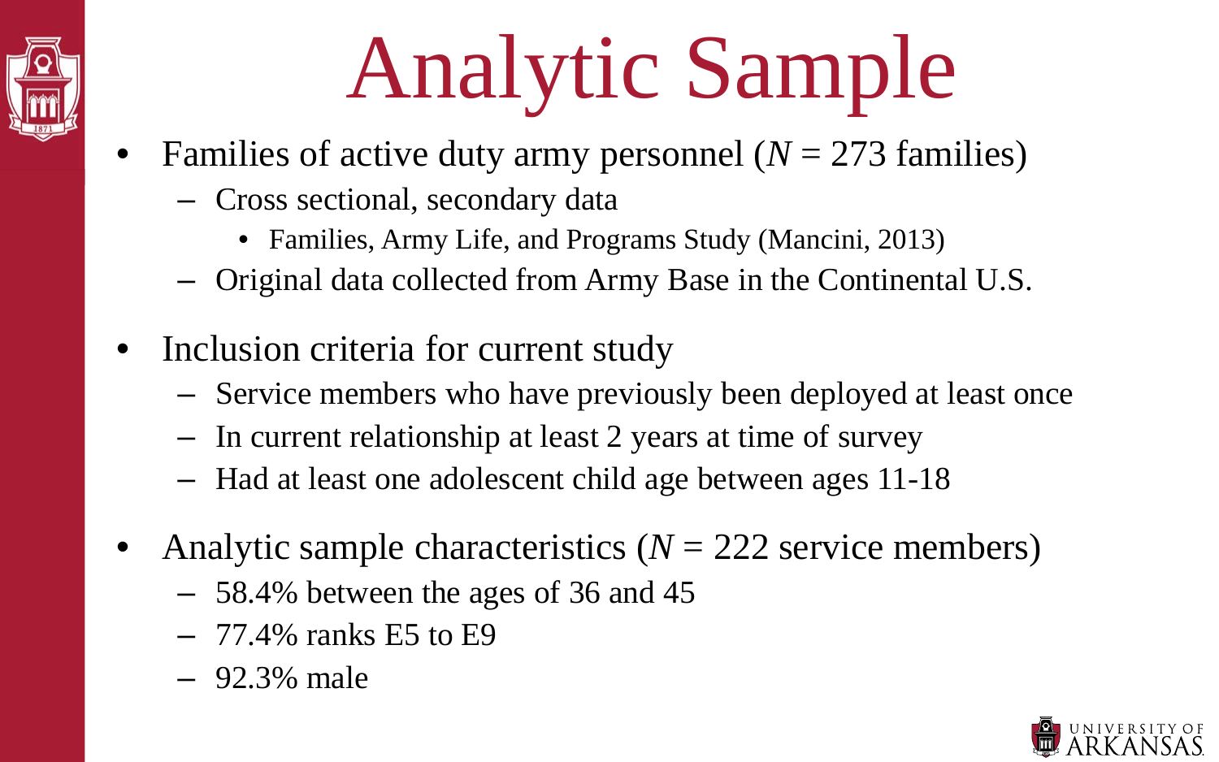# Analytic Sample

- Families of active duty army personnel (*N* = 273 families)
  - Cross sectional, secondary data
    - Families, Army Life, and Programs Study (Mancini, 2013)
  - Original data collected from Army Base in the Continental U.S.
- Inclusion criteria for current study
  - Service members who have previously been deployed at least once
  - In current relationship at least 2 years at time of survey
  - Had at least one adolescent child age between ages 11-18
- Analytic sample characteristics (*N* = 222 service members)
  - 58.4% between the ages of 36 and 45
  - 77.4% ranks E5 to E9
  - 92.3% male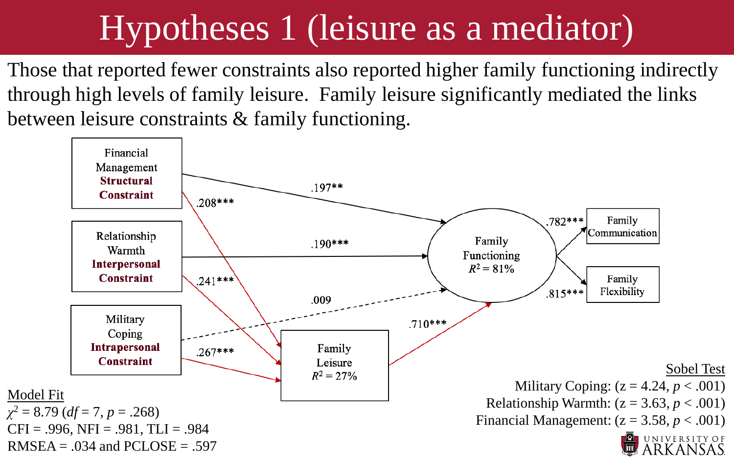# Hypotheses 1 (leisure as a mediator)

Those that reported fewer constraints also reported higher family functioning indirectly through high levels of family leisure. Family leisure significantly mediated the links between leisure constraints & family functioning.

Financial Management **Structural Constraint**

Relationship Warmth **Interpersonal Constraint**

Military Coping **Intrapersonal Constraint**

.197**

.208***

.190***

.241***

.009

.267***

Family Leisure $R^2 = 27\%$

.710***

Family Functioning $R^2 = 81\%$

.782***

.815***

Family Communication

Family Flexibility

Model Fit

$\chi^2 = 8.79$ ($df = 7$, $p = .268$)

CFI = .996, NFI = .981, TLI = .984

RMSEA = .034 and PCLOSE = .597

Sobel Test

Military Coping: ($z = 4.24$, $p < .001$)

Relationship Warmth: ($z = 3.63$, $p < .001$)

Financial Management: ($z = 3.58$, $p < .001$)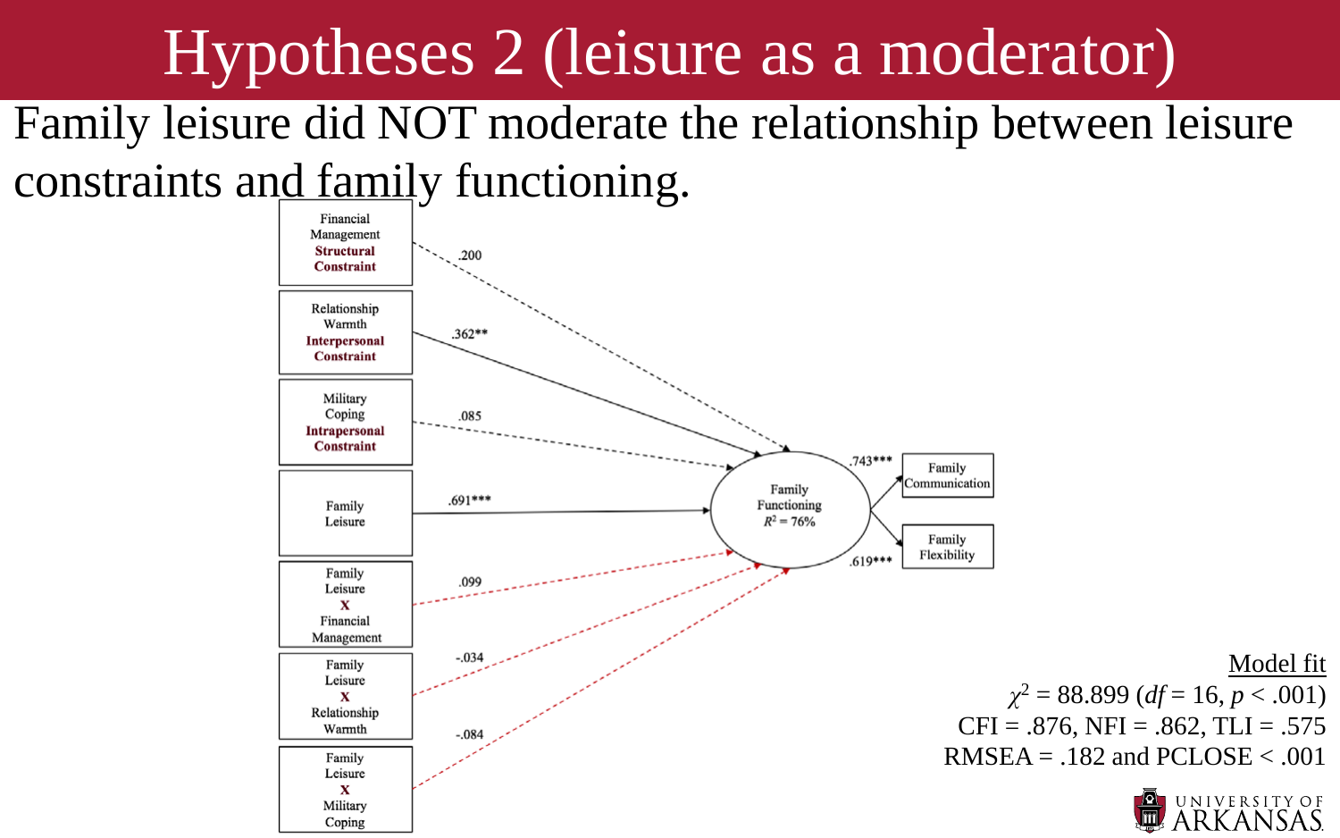# Hypotheses 2 (leisure as a moderator)

Family leisure did NOT moderate the relationship between leisure constraints and family functioning.

Financial Management **Structural Constraint** → Family Functioning: .200

Relationship Warmth **Interpersonal Constraint** → Family Functioning: .362**

Military Coping **Intrapersonal Constraint** → Family Functioning: .085

Family Leisure → Family Functioning: .691***

Family Leisure **X** Financial Management → Family Functioning: .099

Family Leisure **X** Relationship Warmth → Family Functioning: -.034

Family Leisure **X** Military Coping → Family Functioning: -.084

Family Functioning $R^2 = 76\%$

Family Functioning → Family Communication: .743***

Family Functioning → Family Flexibility: .619***

Model fit

$\chi^2 = 88.899$ ($df = 16$, $p < .001$)

CFI = .876, NFI = .862, TLI = .575

RMSEA = .182 and PCLOSE < .001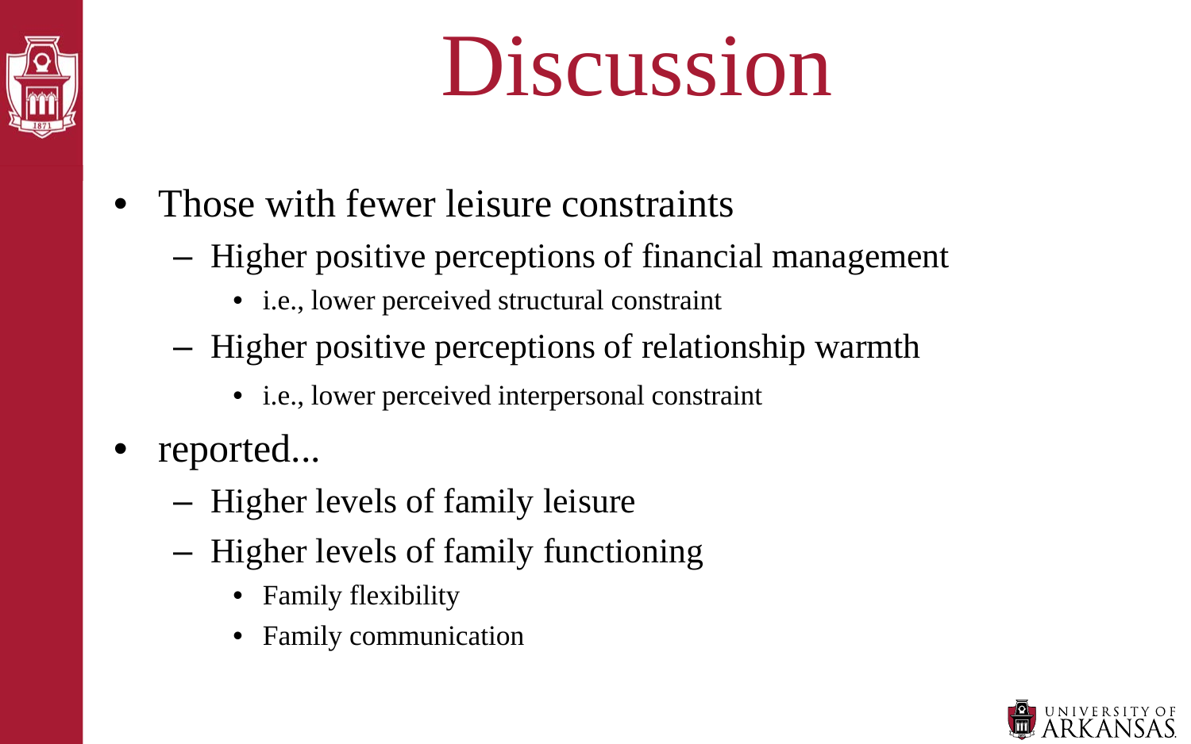# Discussion

- Those with fewer leisure constraints
  - Higher positive perceptions of financial management
    - i.e., lower perceived structural constraint
  - Higher positive perceptions of relationship warmth
    - i.e., lower perceived interpersonal constraint
- reported...
  - Higher levels of family leisure
  - Higher levels of family functioning
    - Family flexibility
    - Family communication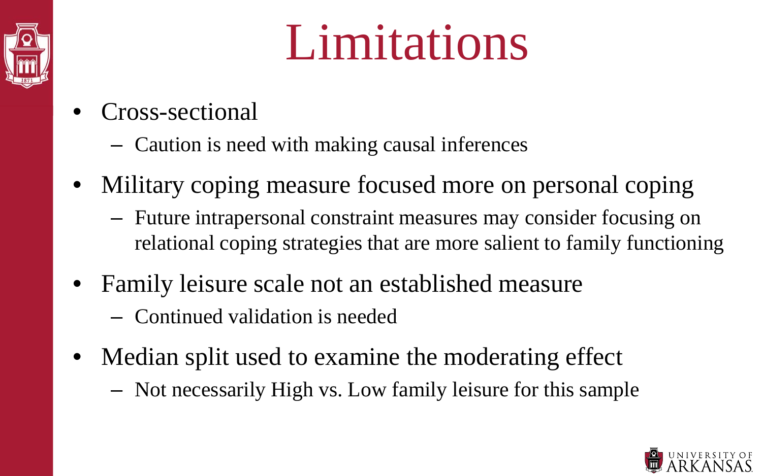# Limitations

- Cross-sectional
  - Caution is need with making causal inferences
- Military coping measure focused more on personal coping
  - Future intrapersonal constraint measures may consider focusing on relational coping strategies that are more salient to family functioning
- Family leisure scale not an established measure
  - Continued validation is needed
- Median split used to examine the moderating effect
  - Not necessarily High vs. Low family leisure for this sample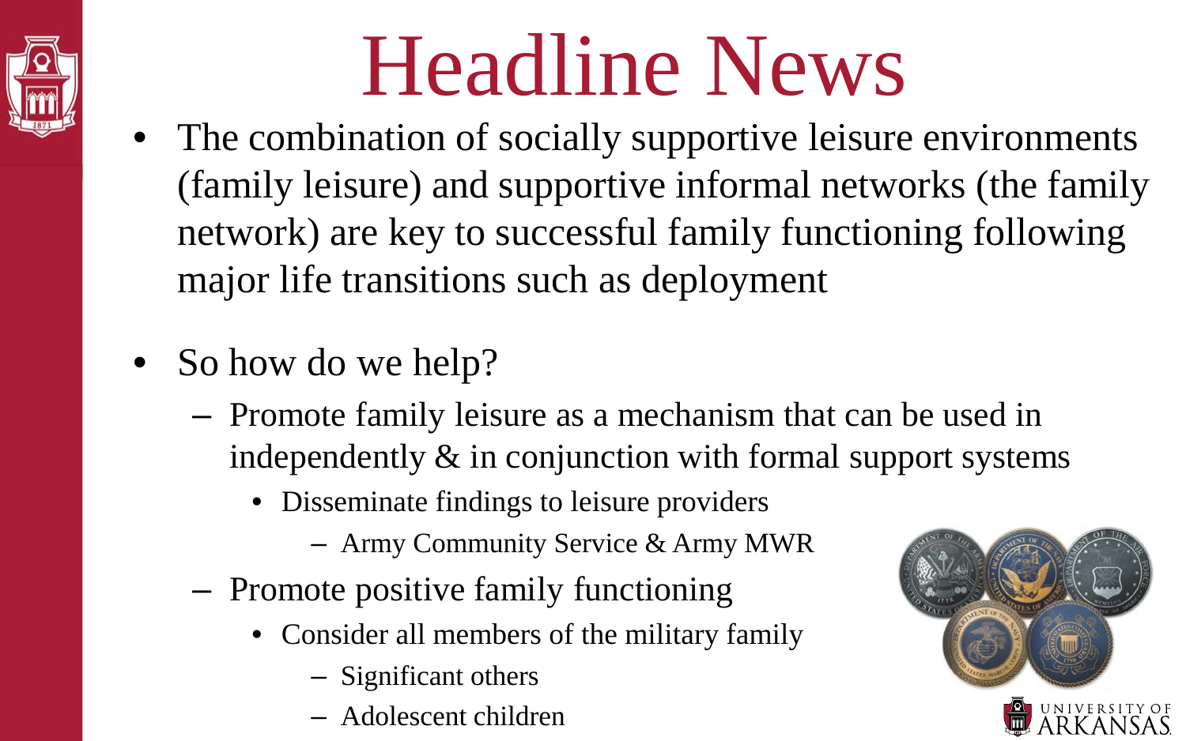# Headline News

- The combination of socially supportive leisure environments (family leisure) and supportive informal networks (the family network) are key to successful family functioning following major life transitions such as deployment

- So how do we help?
  - Promote family leisure as a mechanism that can be used in independently & in conjunction with formal support systems
    - Disseminate findings to leisure providers
      - Army Community Service & Army MWR
  - Promote positive family functioning
    - Consider all members of the military family
      - Significant others
      - Adolescent children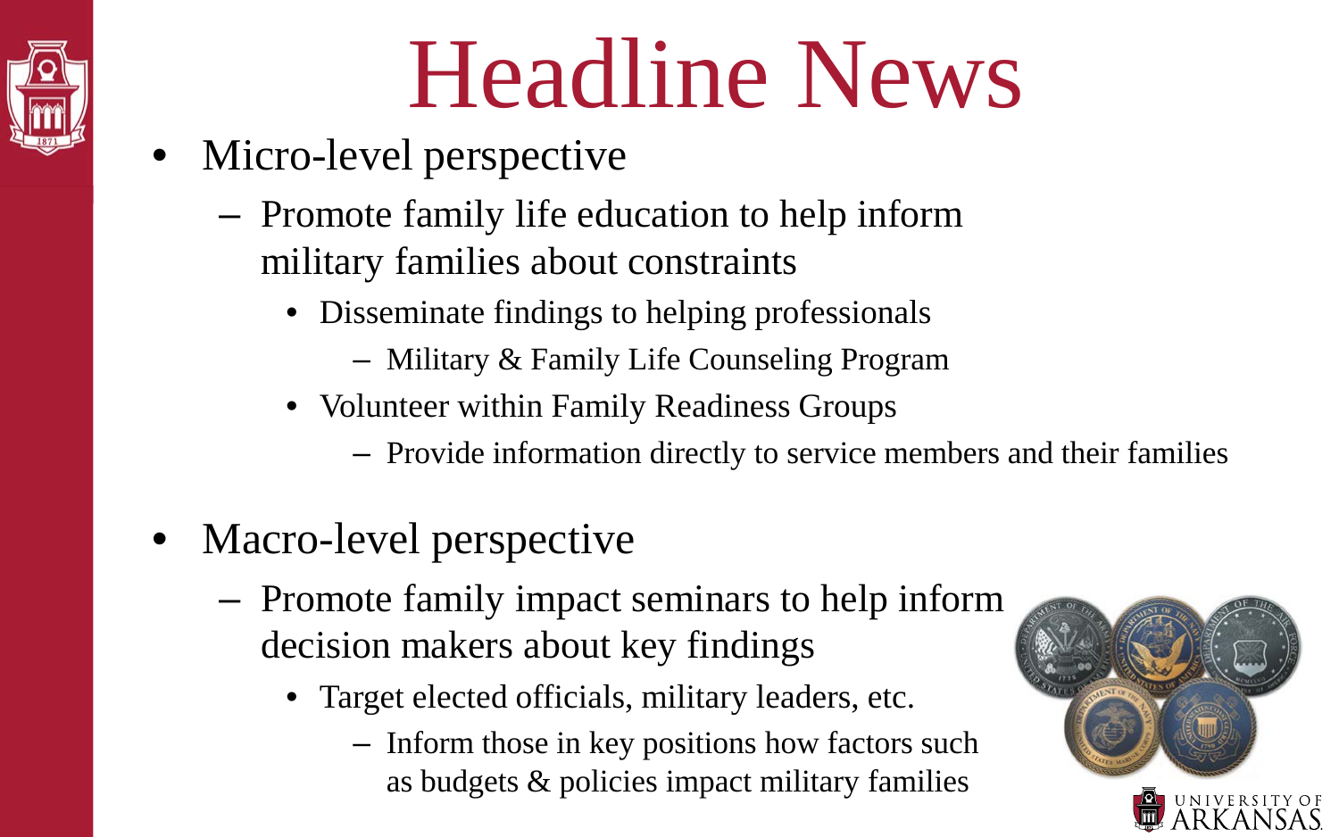# Headline News

- Micro-level perspective
  - Promote family life education to help inform military families about constraints
    - Disseminate findings to helping professionals
      - Military & Family Life Counseling Program
    - Volunteer within Family Readiness Groups
      - Provide information directly to service members and their families
- Macro-level perspective
  - Promote family impact seminars to help inform decision makers about key findings
    - Target elected officials, military leaders, etc.
      - Inform those in key positions how factors such as budgets & policies impact military families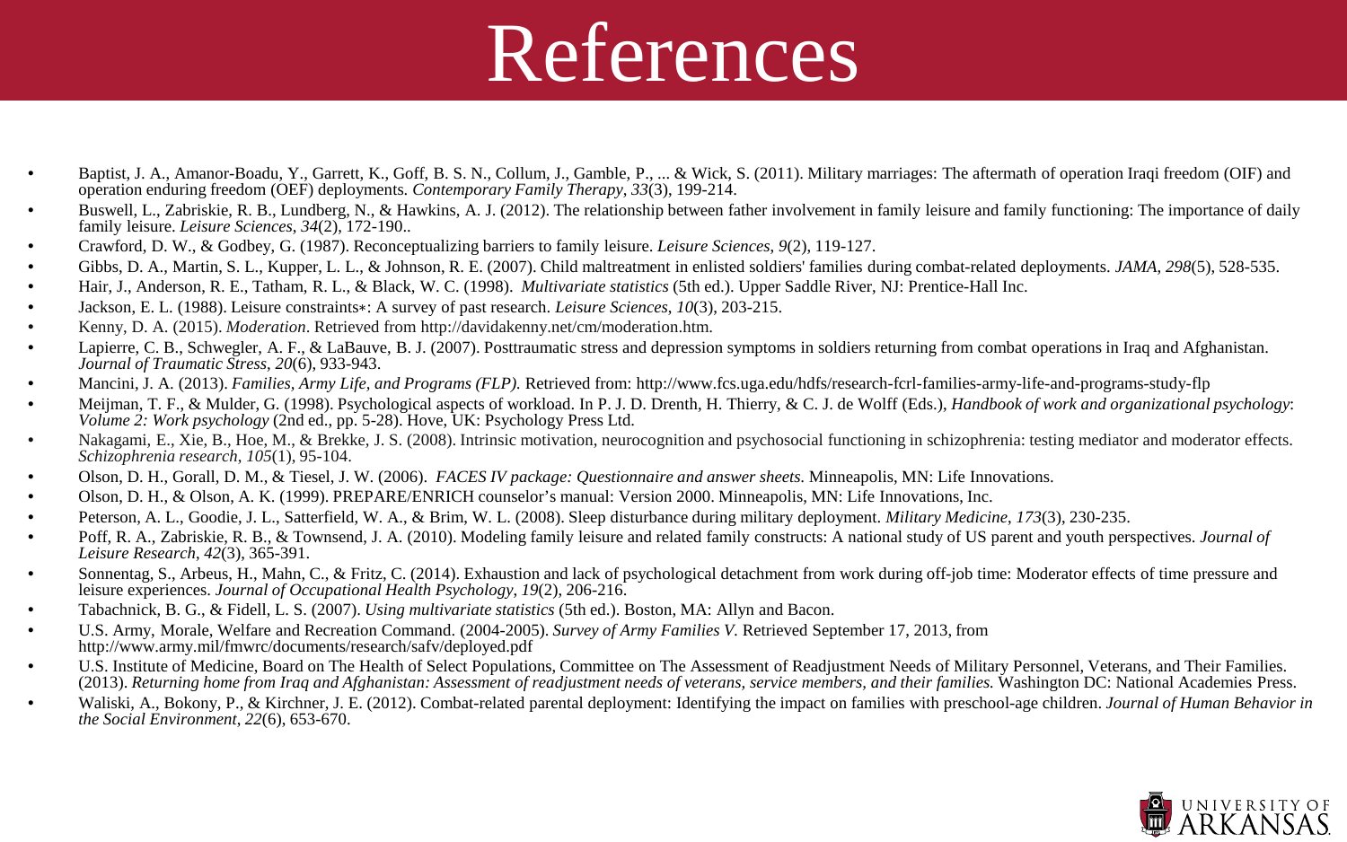# References

- Baptist, J. A., Amanor-Boadu, Y., Garrett, K., Goff, B. S. N., Collum, J., Gamble, P., ... & Wick, S. (2011). Military marriages: The aftermath of operation Iraqi freedom (OIF) and operation enduring freedom (OEF) deployments. *Contemporary Family Therapy*, *33*(3), 199-214.
- Buswell, L., Zabriskie, R. B., Lundberg, N., & Hawkins, A. J. (2012). The relationship between father involvement in family leisure and family functioning: The importance of daily family leisure. *Leisure Sciences*, *34*(2), 172-190..
- Crawford, D. W., & Godbey, G. (1987). Reconceptualizing barriers to family leisure. *Leisure Sciences*, *9*(2), 119-127.
- Gibbs, D. A., Martin, S. L., Kupper, L. L., & Johnson, R. E. (2007). Child maltreatment in enlisted soldiers' families during combat-related deployments. *JAMA*, *298*(5), 528-535.
- Hair, J., Anderson, R. E., Tatham, R. L., & Black, W. C. (1998). *Multivariate statistics* (5th ed.). Upper Saddle River, NJ: Prentice-Hall Inc.
- Jackson, E. L. (1988). Leisure constraints∗: A survey of past research. *Leisure Sciences*, *10*(3), 203-215.
- Kenny, D. A. (2015). *Moderation*. Retrieved from http://davidakenny.net/cm/moderation.htm.
- Lapierre, C. B., Schwegler, A. F., & LaBauve, B. J. (2007). Posttraumatic stress and depression symptoms in soldiers returning from combat operations in Iraq and Afghanistan. *Journal of Traumatic Stress*, *20*(6), 933-943.
- Mancini, J. A. (2013). *Families, Army Life, and Programs (FLP).* Retrieved from: http://www.fcs.uga.edu/hdfs/research-fcrl-families-army-life-and-programs-study-flp
- Meijman, T. F., & Mulder, G. (1998). Psychological aspects of workload. In P. J. D. Drenth, H. Thierry, & C. J. de Wolff (Eds.), *Handbook of work and organizational psychology*: *Volume 2: Work psychology* (2nd ed., pp. 5-28). Hove, UK: Psychology Press Ltd.
- Nakagami, E., Xie, B., Hoe, M., & Brekke, J. S. (2008). Intrinsic motivation, neurocognition and psychosocial functioning in schizophrenia: testing mediator and moderator effects. *Schizophrenia research*, *105*(1), 95-104.
- Olson, D. H., Gorall, D. M., & Tiesel, J. W. (2006). *FACES IV package: Questionnaire and answer sheets.* Minneapolis, MN: Life Innovations.
- Olson, D. H., & Olson, A. K. (1999). PREPARE/ENRICH counselor's manual: Version 2000. Minneapolis, MN: Life Innovations, Inc.
- Peterson, A. L., Goodie, J. L., Satterfield, W. A., & Brim, W. L. (2008). Sleep disturbance during military deployment. *Military Medicine*, *173*(3), 230-235.
- Poff, R. A., Zabriskie, R. B., & Townsend, J. A. (2010). Modeling family leisure and related family constructs: A national study of US parent and youth perspectives. *Journal of Leisure Research*, *42*(3), 365-391.
- Sonnentag, S., Arbeus, H., Mahn, C., & Fritz, C. (2014). Exhaustion and lack of psychological detachment from work during off-job time: Moderator effects of time pressure and leisure experiences. *Journal of Occupational Health Psychology*, *19*(2), 206-216.
- Tabachnick, B. G., & Fidell, L. S. (2007). *Using multivariate statistics* (5th ed.). Boston, MA: Allyn and Bacon.
- U.S. Army, Morale, Welfare and Recreation Command. (2004-2005). *Survey of Army Families V.* Retrieved September 17, 2013, from http://www.army.mil/fmwrc/documents/research/safv/deployed.pdf
- U.S. Institute of Medicine, Board on The Health of Select Populations, Committee on The Assessment of Readjustment Needs of Military Personnel, Veterans, and Their Families. (2013). *Returning home from Iraq and Afghanistan: Assessment of readjustment needs of veterans, service members, and their families.* Washington DC: National Academies Press.
- Waliski, A., Bokony, P., & Kirchner, J. E. (2012). Combat-related parental deployment: Identifying the impact on families with preschool-age children. *Journal of Human Behavior in the Social Environment*, *22*(6), 653-670.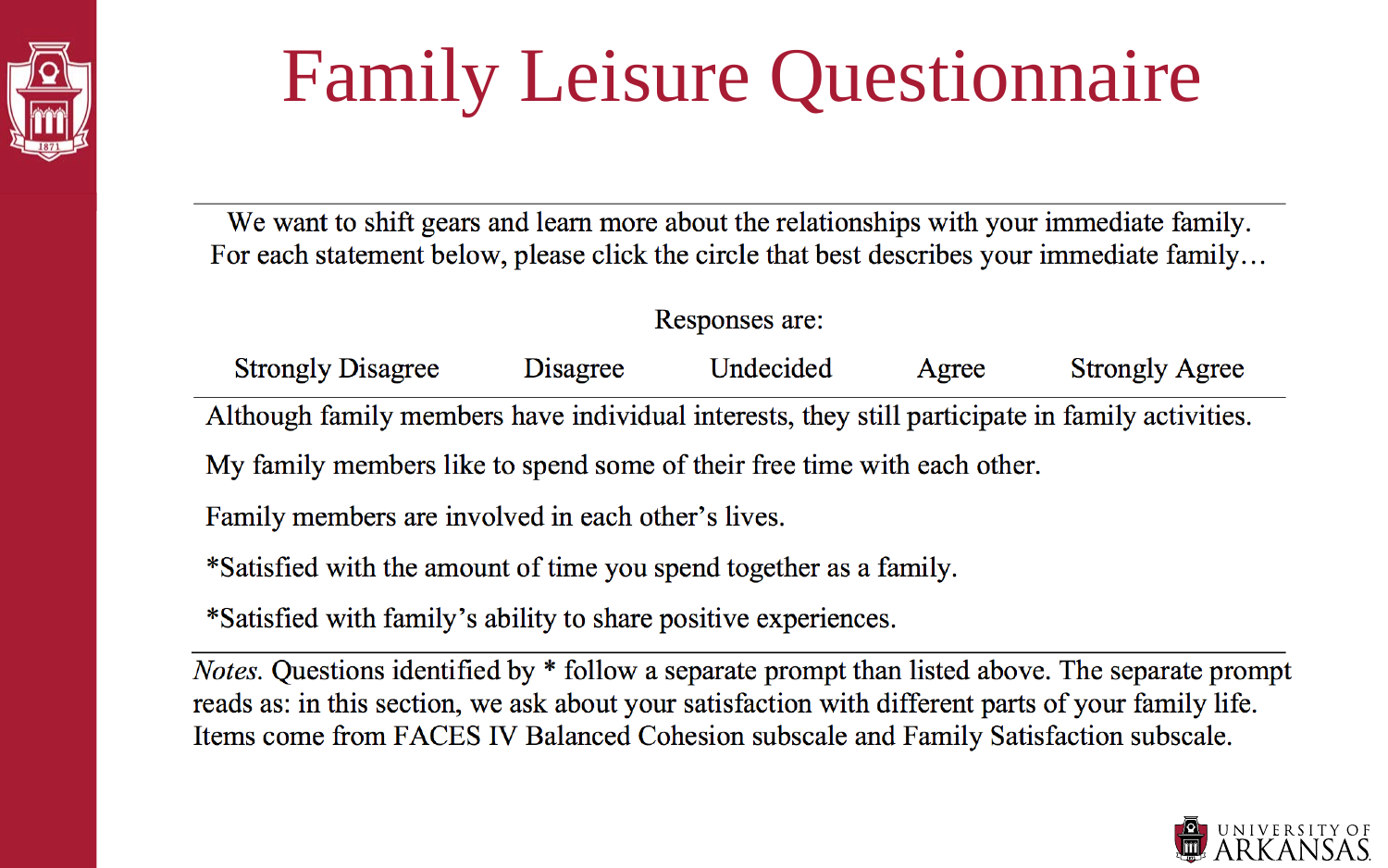# Family Leisure Questionnaire

We want to shift gears and learn more about the relationships with your immediate family. For each statement below, please click the circle that best describes your immediate family…

Responses are:

| Strongly Disagree | Disagree | Undecided | Agree | Strongly Agree |
|---|---|---|---|---|

Although family members have individual interests, they still participate in family activities.

My family members like to spend some of their free time with each other.

Family members are involved in each other's lives.

*Satisfied with the amount of time you spend together as a family.

*Satisfied with family's ability to share positive experiences.

*Notes.* Questions identified by * follow a separate prompt than listed above. The separate prompt reads as: in this section, we ask about your satisfaction with different parts of your family life. Items come from FACES IV Balanced Cohesion subscale and Family Satisfaction subscale.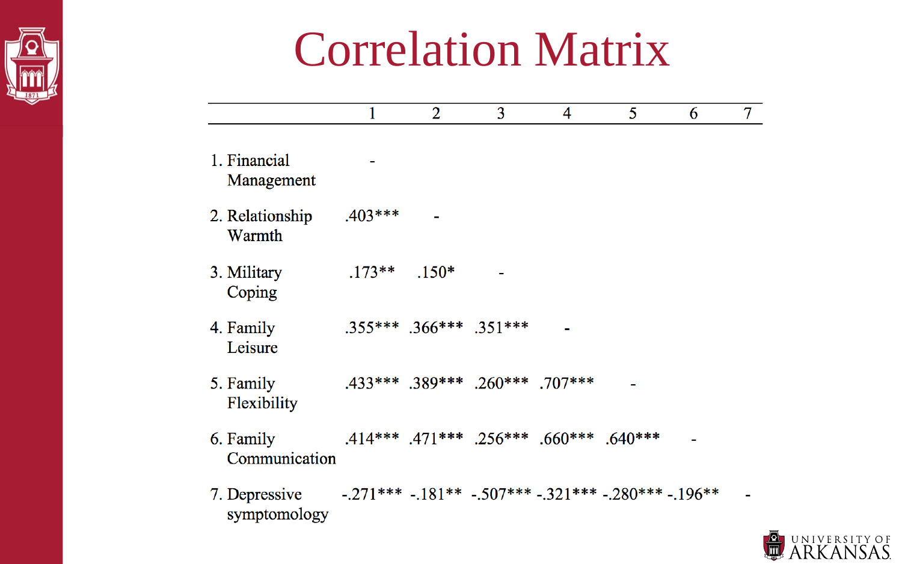# Correlation Matrix

| | 1 | 2 | 3 | 4 | 5 | 6 | 7 |
|---|---|---|---|---|---|---|---|
| 1. Financial Management | - | | | | | | |
| 2. Relationship Warmth | .403*** | - | | | | | |
| 3. Military Coping | .173** | .150* | - | | | | |
| 4. Family Leisure | .355*** | .366*** | .351*** | - | | | |
| 5. Family Flexibility | .433*** | .389*** | .260*** | .707*** | - | | |
| 6. Family Communication | .414*** | .471*** | .256*** | .660*** | .640*** | - | |
| 7. Depressive symptomology | -.271*** | -.181** | -.507*** | -.321*** | -.280*** | -.196** | - |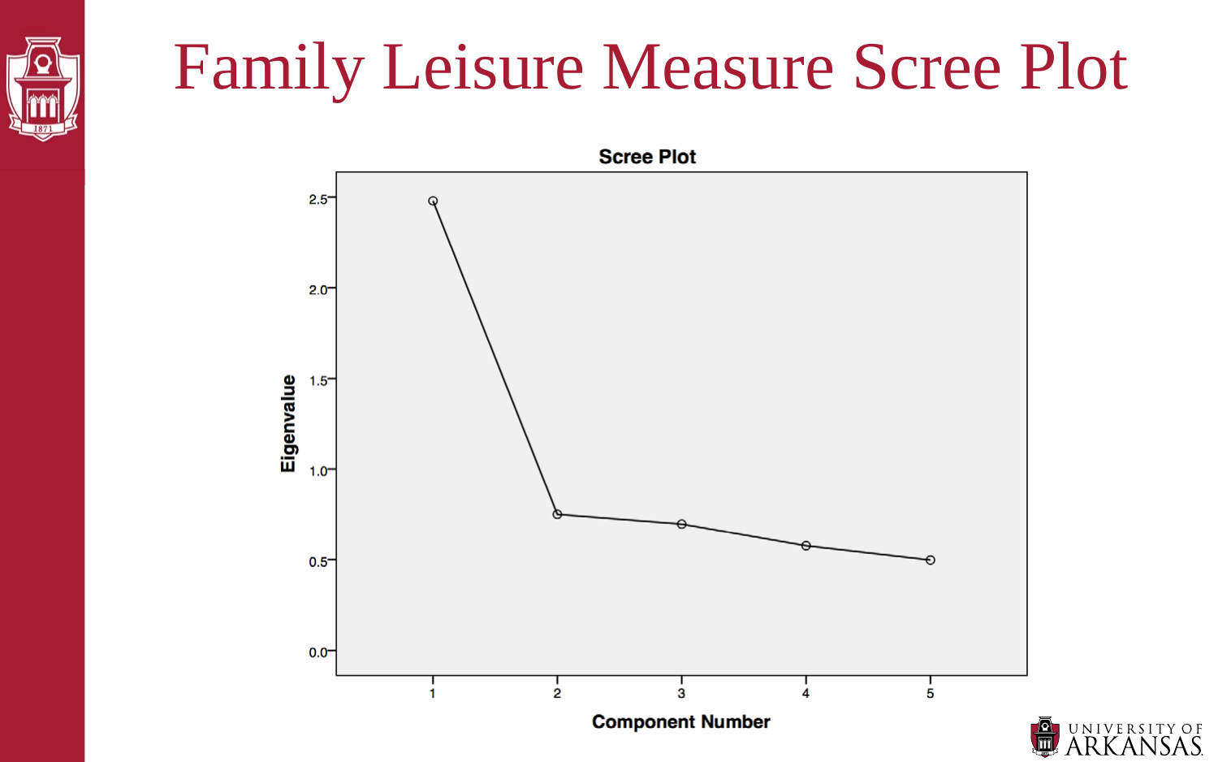# Family Leisure Measure Scree Plot

Scree Plot

Eigenvalue

2.5

2.0

1.5

1.0

0.5

0.0

1 2 3 4 5

Component Number